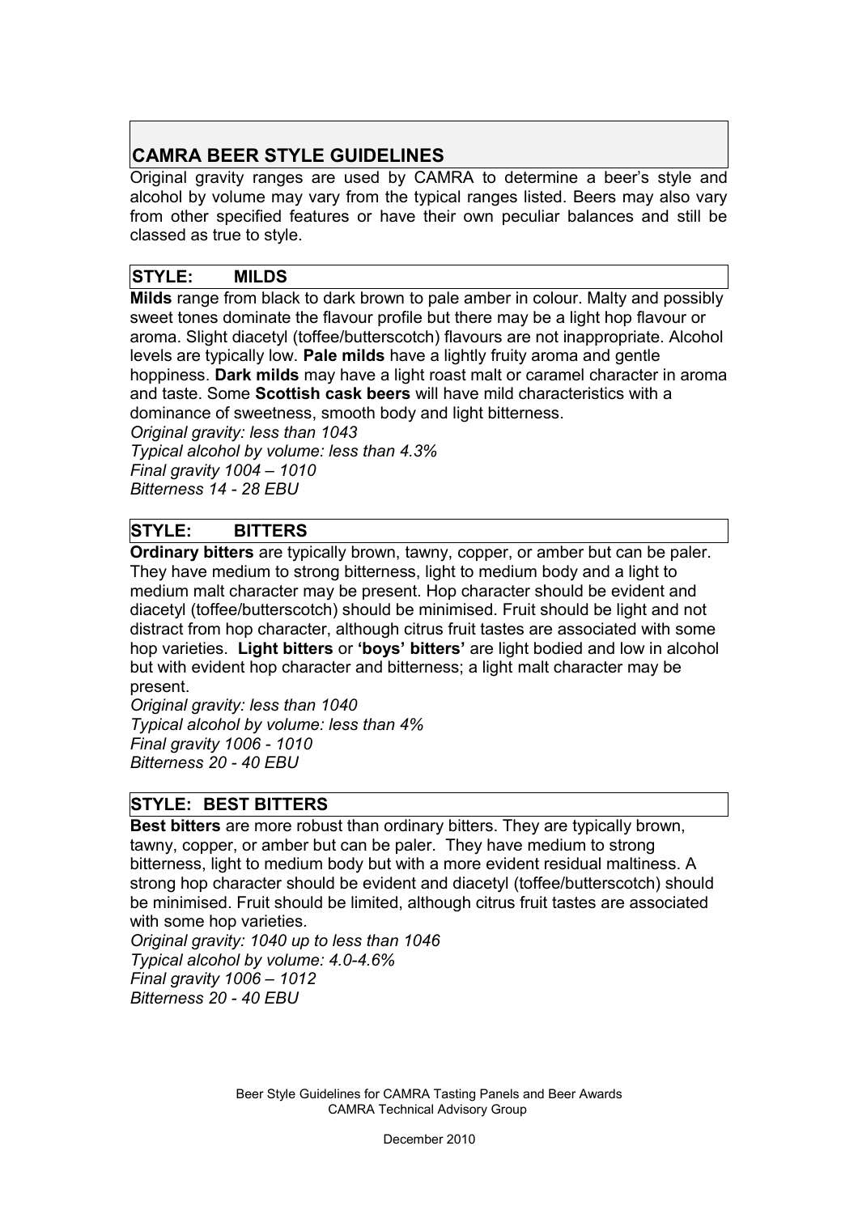# CAMRA BEER STYLE GUIDELINES

Original gravity ranges are used by CAMRA to determine a beer's style and alcohol by volume may vary from the typical ranges listed. Beers may also vary from other specified features or have their own peculiar balances and still be classed as true to style.

## STYLE: MILDS

**Milds** range from black to dark brown to pale amber in colour. Malty and possibly sweet tones dominate the flavour profile but there may be a light hop flavour or aroma. Slight diacetyl (toffee/butterscotch) flavours are not inappropriate. Alcohol levels are typically low. **Pale milds** have a lightly fruity aroma and gentle hoppiness. **Dark milds** may have a light roast malt or caramel character in aroma and taste. Some **Scottish cask beers** will have mild characteristics with a dominance of sweetness, smooth body and light bitterness.

*Original gravity: less than 1043*
*Typical alcohol by volume: less than 4.3%*
*Final gravity 1004 – 1010*
*Bitterness 14 - 28 EBU*

## STYLE: BITTERS

**Ordinary bitters** are typically brown, tawny, copper, or amber but can be paler. They have medium to strong bitterness, light to medium body and a light to medium malt character may be present. Hop character should be evident and diacetyl (toffee/butterscotch) should be minimised. Fruit should be light and not distract from hop character, although citrus fruit tastes are associated with some hop varieties. **Light bitters** or **'boys' bitters'** are light bodied and low in alcohol but with evident hop character and bitterness; a light malt character may be present.

*Original gravity: less than 1040*
*Typical alcohol by volume: less than 4%*
*Final gravity 1006 - 1010*
*Bitterness 20 - 40 EBU*

## STYLE: BEST BITTERS

**Best bitters** are more robust than ordinary bitters. They are typically brown, tawny, copper, or amber but can be paler. They have medium to strong bitterness, light to medium body but with a more evident residual maltiness. A strong hop character should be evident and diacetyl (toffee/butterscotch) should be minimised. Fruit should be limited, although citrus fruit tastes are associated with some hop varieties.

*Original gravity: 1040 up to less than 1046*
*Typical alcohol by volume: 4.0-4.6%*
*Final gravity 1006 – 1012*
*Bitterness 20 - 40 EBU*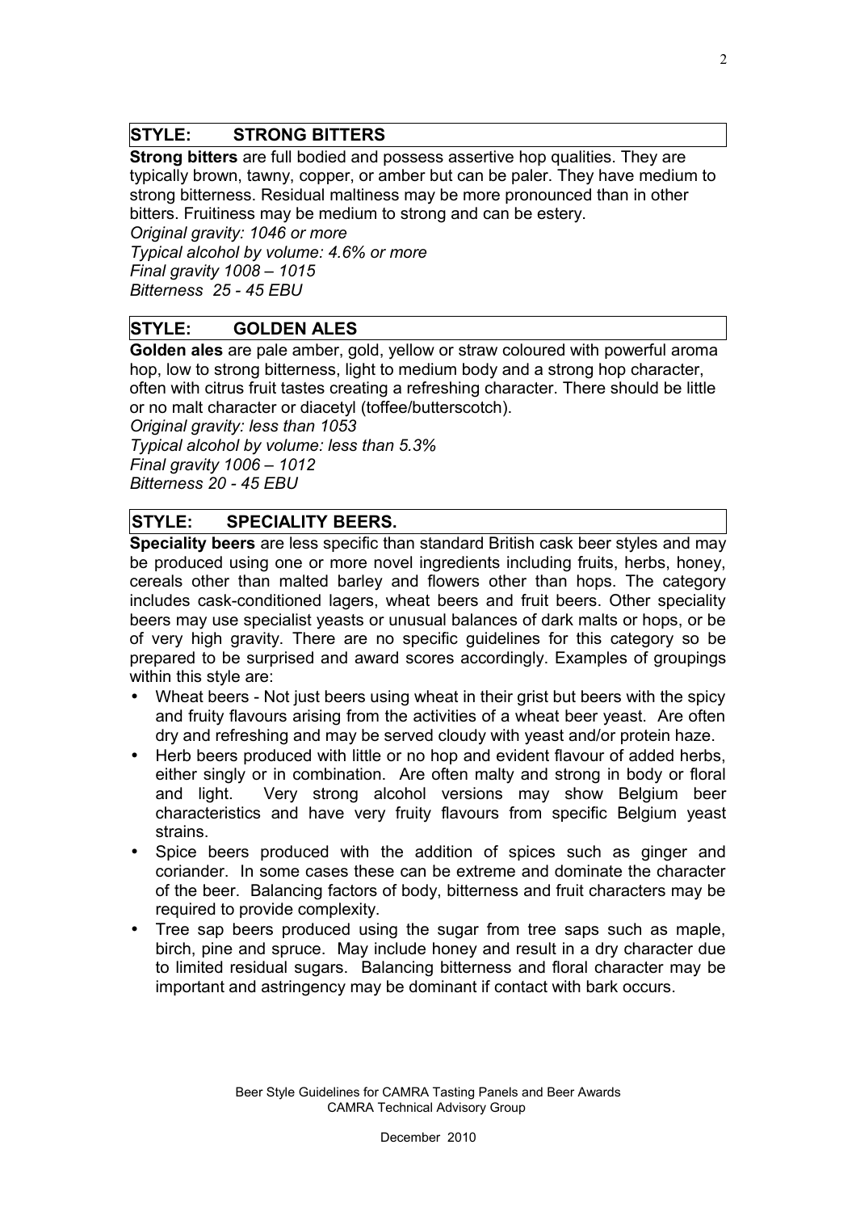## STYLE: STRONG BITTERS

**Strong bitters** are full bodied and possess assertive hop qualities. They are typically brown, tawny, copper, or amber but can be paler. They have medium to strong bitterness. Residual maltiness may be more pronounced than in other bitters. Fruitiness may be medium to strong and can be estery.
*Original gravity: 1046 or more*
*Typical alcohol by volume: 4.6% or more*
*Final gravity 1008 – 1015*
*Bitterness 25 - 45 EBU*

## STYLE: GOLDEN ALES

**Golden ales** are pale amber, gold, yellow or straw coloured with powerful aroma hop, low to strong bitterness, light to medium body and a strong hop character, often with citrus fruit tastes creating a refreshing character. There should be little or no malt character or diacetyl (toffee/butterscotch).
*Original gravity: less than 1053*
*Typical alcohol by volume: less than 5.3%*
*Final gravity 1006 – 1012*
*Bitterness 20 - 45 EBU*

## STYLE: SPECIALITY BEERS.

**Speciality beers** are less specific than standard British cask beer styles and may be produced using one or more novel ingredients including fruits, herbs, honey, cereals other than malted barley and flowers other than hops. The category includes cask-conditioned lagers, wheat beers and fruit beers. Other speciality beers may use specialist yeasts or unusual balances of dark malts or hops, or be of very high gravity. There are no specific guidelines for this category so be prepared to be surprised and award scores accordingly. Examples of groupings within this style are:

- Wheat beers - Not just beers using wheat in their grist but beers with the spicy and fruity flavours arising from the activities of a wheat beer yeast. Are often dry and refreshing and may be served cloudy with yeast and/or protein haze.
- Herb beers produced with little or no hop and evident flavour of added herbs, either singly or in combination. Are often malty and strong in body or floral and light. Very strong alcohol versions may show Belgium beer characteristics and have very fruity flavours from specific Belgium yeast strains.
- Spice beers produced with the addition of spices such as ginger and coriander. In some cases these can be extreme and dominate the character of the beer. Balancing factors of body, bitterness and fruit characters may be required to provide complexity.
- Tree sap beers produced using the sugar from tree saps such as maple, birch, pine and spruce. May include honey and result in a dry character due to limited residual sugars. Balancing bitterness and floral character may be important and astringency may be dominant if contact with bark occurs.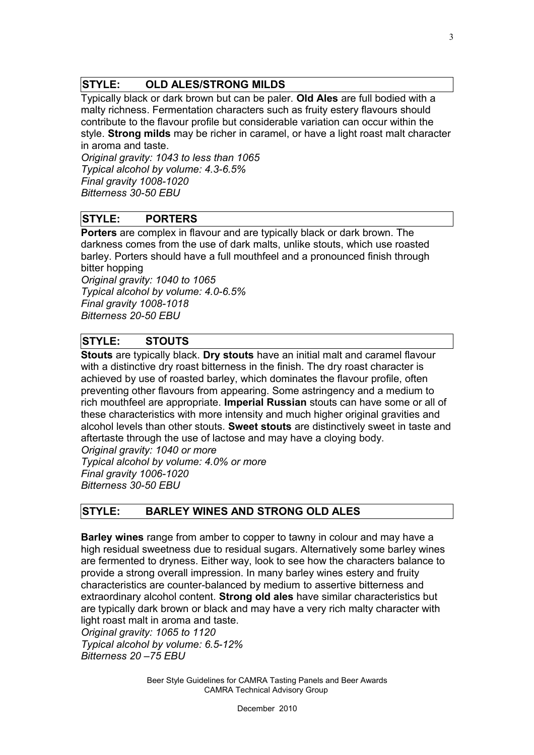## STYLE: OLD ALES/STRONG MILDS

Typically black or dark brown but can be paler. **Old Ales** are full bodied with a malty richness. Fermentation characters such as fruity estery flavours should contribute to the flavour profile but considerable variation can occur within the style. **Strong milds** may be richer in caramel, or have a light roast malt character in aroma and taste.

*Original gravity: 1043 to less than 1065*
*Typical alcohol by volume: 4.3-6.5%*
*Final gravity 1008-1020*
*Bitterness 30-50 EBU*

## STYLE: PORTERS

**Porters** are complex in flavour and are typically black or dark brown. The darkness comes from the use of dark malts, unlike stouts, which use roasted barley. Porters should have a full mouthfeel and a pronounced finish through bitter hopping

*Original gravity: 1040 to 1065*
*Typical alcohol by volume: 4.0-6.5%*
*Final gravity 1008-1018*
*Bitterness 20-50 EBU*

## STYLE: STOUTS

**Stouts** are typically black. **Dry stouts** have an initial malt and caramel flavour with a distinctive dry roast bitterness in the finish. The dry roast character is achieved by use of roasted barley, which dominates the flavour profile, often preventing other flavours from appearing. Some astringency and a medium to rich mouthfeel are appropriate. **Imperial Russian** stouts can have some or all of these characteristics with more intensity and much higher original gravities and alcohol levels than other stouts. **Sweet stouts** are distinctively sweet in taste and aftertaste through the use of lactose and may have a cloying body.

*Original gravity: 1040 or more*
*Typical alcohol by volume: 4.0% or more*
*Final gravity 1006-1020*
*Bitterness 30-50 EBU*

## STYLE: BARLEY WINES AND STRONG OLD ALES

**Barley wines** range from amber to copper to tawny in colour and may have a high residual sweetness due to residual sugars. Alternatively some barley wines are fermented to dryness. Either way, look to see how the characters balance to provide a strong overall impression. In many barley wines estery and fruity characteristics are counter-balanced by medium to assertive bitterness and extraordinary alcohol content. **Strong old ales** have similar characteristics but are typically dark brown or black and may have a very rich malty character with light roast malt in aroma and taste.

*Original gravity: 1065 to 1120*
*Typical alcohol by volume: 6.5-12%*
*Bitterness 20 –75 EBU*